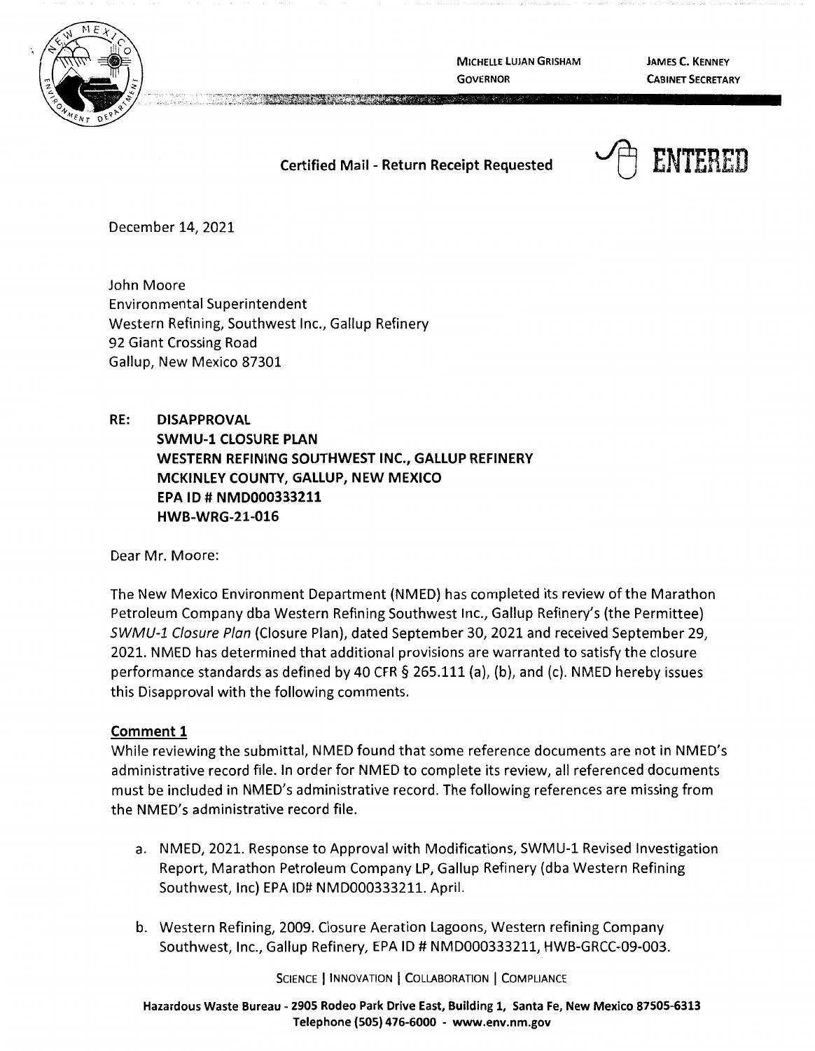MICHELLE LUJAN GRISHAM
GOVERNOR

JAMES C. KENNEY
CABINET SECRETARY

**Certified Mail - Return Receipt Requested**

ENTERED

December 14, 2021

John Moore
Environmental Superintendent
Western Refining, Southwest Inc., Gallup Refinery
92 Giant Crossing Road
Gallup, New Mexico 87301

**RE: DISAPPROVAL**
**SWMU-1 CLOSURE PLAN**
**WESTERN REFINING SOUTHWEST INC., GALLUP REFINERY**
**MCKINLEY COUNTY, GALLUP, NEW MEXICO**
**EPA ID # NMD000333211**
**HWB-WRG-21-016**

Dear Mr. Moore:

The New Mexico Environment Department (NMED) has completed its review of the Marathon Petroleum Company dba Western Refining Southwest Inc., Gallup Refinery's (the Permittee) *SWMU-1 Closure Plan* (Closure Plan), dated September 30, 2021 and received September 29, 2021. NMED has determined that additional provisions are warranted to satisfy the closure performance standards as defined by 40 CFR § 265.111 (a), (b), and (c). NMED hereby issues this Disapproval with the following comments.

**Comment 1**

While reviewing the submittal, NMED found that some reference documents are not in NMED's administrative record file. In order for NMED to complete its review, all referenced documents must be included in NMED's administrative record. The following references are missing from the NMED's administrative record file.

a. NMED, 2021. Response to Approval with Modifications, SWMU-1 Revised Investigation Report, Marathon Petroleum Company LP, Gallup Refinery (dba Western Refining Southwest, Inc) EPA ID# NMD000333211. April.

b. Western Refining, 2009. Closure Aeration Lagoons, Western refining Company Southwest, Inc., Gallup Refinery, EPA ID # NMD000333211, HWB-GRCC-09-003.

SCIENCE | INNOVATION | COLLABORATION | COMPLIANCE

Hazardous Waste Bureau - 2905 Rodeo Park Drive East, Building 1, Santa Fe, New Mexico 87505-6313
Telephone (505) 476-6000 - www.env.nm.gov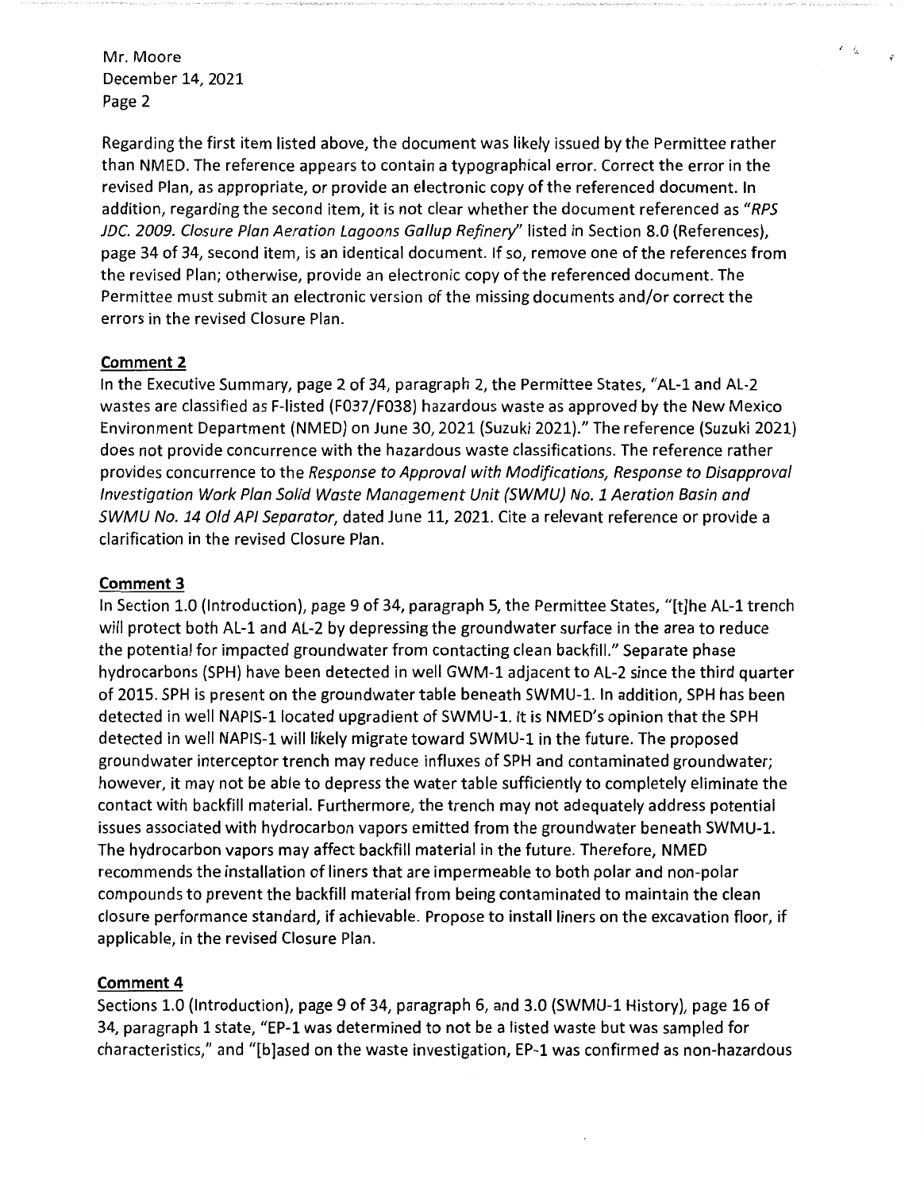Mr. Moore
December 14, 2021
Page 2

Regarding the first item listed above, the document was likely issued by the Permittee rather than NMED. The reference appears to contain a typographical error. Correct the error in the revised Plan, as appropriate, or provide an electronic copy of the referenced document. In addition, regarding the second item, it is not clear whether the document referenced as "*RPS JDC. 2009. Closure Plan Aeration Lagoons Gallup Refinery*" listed in Section 8.0 (References), page 34 of 34, second item, is an identical document. If so, remove one of the references from the revised Plan; otherwise, provide an electronic copy of the referenced document. The Permittee must submit an electronic version of the missing documents and/or correct the errors in the revised Closure Plan.

**Comment 2**

In the Executive Summary, page 2 of 34, paragraph 2, the Permittee States, "AL-1 and AL-2 wastes are classified as F-listed (F037/F038) hazardous waste as approved by the New Mexico Environment Department (NMED) on June 30, 2021 (Suzuki 2021)." The reference (Suzuki 2021) does not provide concurrence with the hazardous waste classifications. The reference rather provides concurrence to the *Response to Approval with Modifications, Response to Disapproval Investigation Work Plan Solid Waste Management Unit (SWMU) No. 1 Aeration Basin and SWMU No. 14 Old API Separator*, dated June 11, 2021. Cite a relevant reference or provide a clarification in the revised Closure Plan.

**Comment 3**

In Section 1.0 (Introduction), page 9 of 34, paragraph 5, the Permittee States, "[t]he AL-1 trench will protect both AL-1 and AL-2 by depressing the groundwater surface in the area to reduce the potential for impacted groundwater from contacting clean backfill." Separate phase hydrocarbons (SPH) have been detected in well GWM-1 adjacent to AL-2 since the third quarter of 2015. SPH is present on the groundwater table beneath SWMU-1. In addition, SPH has been detected in well NAPIS-1 located upgradient of SWMU-1. It is NMED's opinion that the SPH detected in well NAPIS-1 will likely migrate toward SWMU-1 in the future. The proposed groundwater interceptor trench may reduce influxes of SPH and contaminated groundwater; however, it may not be able to depress the water table sufficiently to completely eliminate the contact with backfill material. Furthermore, the trench may not adequately address potential issues associated with hydrocarbon vapors emitted from the groundwater beneath SWMU-1. The hydrocarbon vapors may affect backfill material in the future. Therefore, NMED recommends the installation of liners that are impermeable to both polar and non-polar compounds to prevent the backfill material from being contaminated to maintain the clean closure performance standard, if achievable. Propose to install liners on the excavation floor, if applicable, in the revised Closure Plan.

**Comment 4**

Sections 1.0 (Introduction), page 9 of 34, paragraph 6, and 3.0 (SWMU-1 History), page 16 of 34, paragraph 1 state, "EP-1 was determined to not be a listed waste but was sampled for characteristics," and "[b]ased on the waste investigation, EP-1 was confirmed as non-hazardous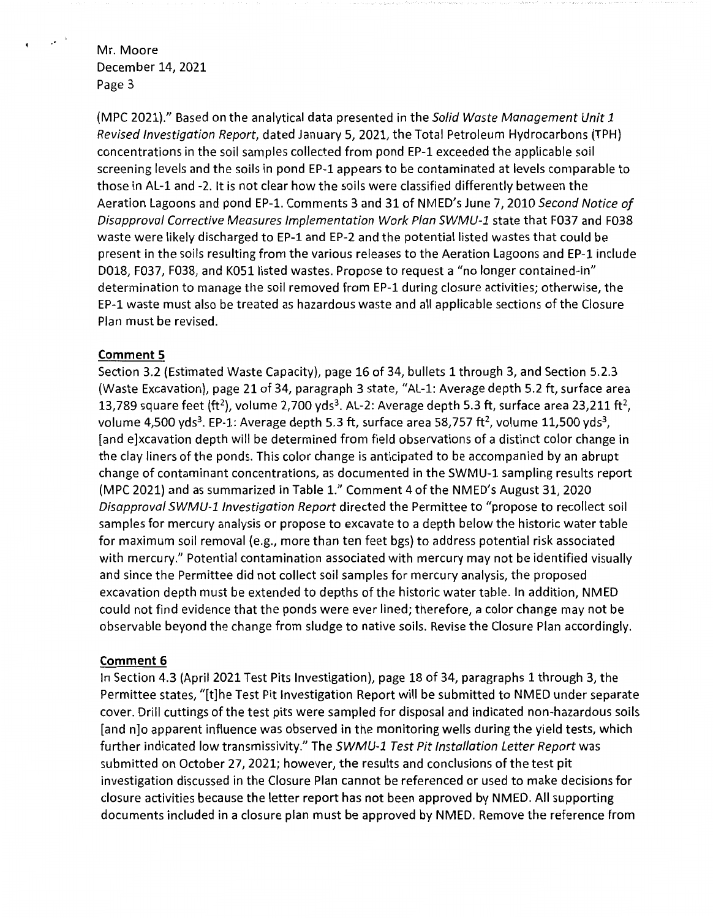(MPC 2021)." Based on the analytical data presented in the *Solid Waste Management Unit 1 Revised Investigation Report*, dated January 5, 2021, the Total Petroleum Hydrocarbons (TPH) concentrations in the soil samples collected from pond EP-1 exceeded the applicable soil screening levels and the soils in pond EP-1 appears to be contaminated at levels comparable to those in AL-1 and -2. It is not clear how the soils were classified differently between the Aeration Lagoons and pond EP-1. Comments 3 and 31 of NMED's June 7, 2010 *Second Notice of Disapproval Corrective Measures Implementation Work Plan SWMU-1* state that F037 and F038 waste were likely discharged to EP-1 and EP-2 and the potential listed wastes that could be present in the soils resulting from the various releases to the Aeration Lagoons and EP-1 include D018, F037, F038, and K051 listed wastes. Propose to request a "no longer contained-in" determination to manage the soil removed from EP-1 during closure activities; otherwise, the EP-1 waste must also be treated as hazardous waste and all applicable sections of the Closure Plan must be revised.

**Comment 5**

Section 3.2 (Estimated Waste Capacity), page 16 of 34, bullets 1 through 3, and Section 5.2.3 (Waste Excavation), page 21 of 34, paragraph 3 state, "AL-1: Average depth 5.2 ft, surface area 13,789 square feet ($ft^2$), volume 2,700 $yds^3$. AL-2: Average depth 5.3 ft, surface area 23,211 $ft^2$, volume 4,500 $yds^3$. EP-1: Average depth 5.3 ft, surface area 58,757 $ft^2$, volume 11,500 $yds^3$, [and e]xcavation depth will be determined from field observations of a distinct color change in the clay liners of the ponds. This color change is anticipated to be accompanied by an abrupt change of contaminant concentrations, as documented in the SWMU-1 sampling results report (MPC 2021) and as summarized in Table 1." Comment 4 of the NMED's August 31, 2020 *Disapproval SWMU-1 Investigation Report* directed the Permittee to "propose to recollect soil samples for mercury analysis or propose to excavate to a depth below the historic water table for maximum soil removal (e.g., more than ten feet bgs) to address potential risk associated with mercury." Potential contamination associated with mercury may not be identified visually and since the Permittee did not collect soil samples for mercury analysis, the proposed excavation depth must be extended to depths of the historic water table. In addition, NMED could not find evidence that the ponds were ever lined; therefore, a color change may not be observable beyond the change from sludge to native soils. Revise the Closure Plan accordingly.

**Comment 6**

In Section 4.3 (April 2021 Test Pits Investigation), page 18 of 34, paragraphs 1 through 3, the Permittee states, "[t]he Test Pit Investigation Report will be submitted to NMED under separate cover. Drill cuttings of the test pits were sampled for disposal and indicated non-hazardous soils [and n]o apparent influence was observed in the monitoring wells during the yield tests, which further indicated low transmissivity." The *SWMU-1 Test Pit Installation Letter Report* was submitted on October 27, 2021; however, the results and conclusions of the test pit investigation discussed in the Closure Plan cannot be referenced or used to make decisions for closure activities because the letter report has not been approved by NMED. All supporting documents included in a closure plan must be approved by NMED. Remove the reference from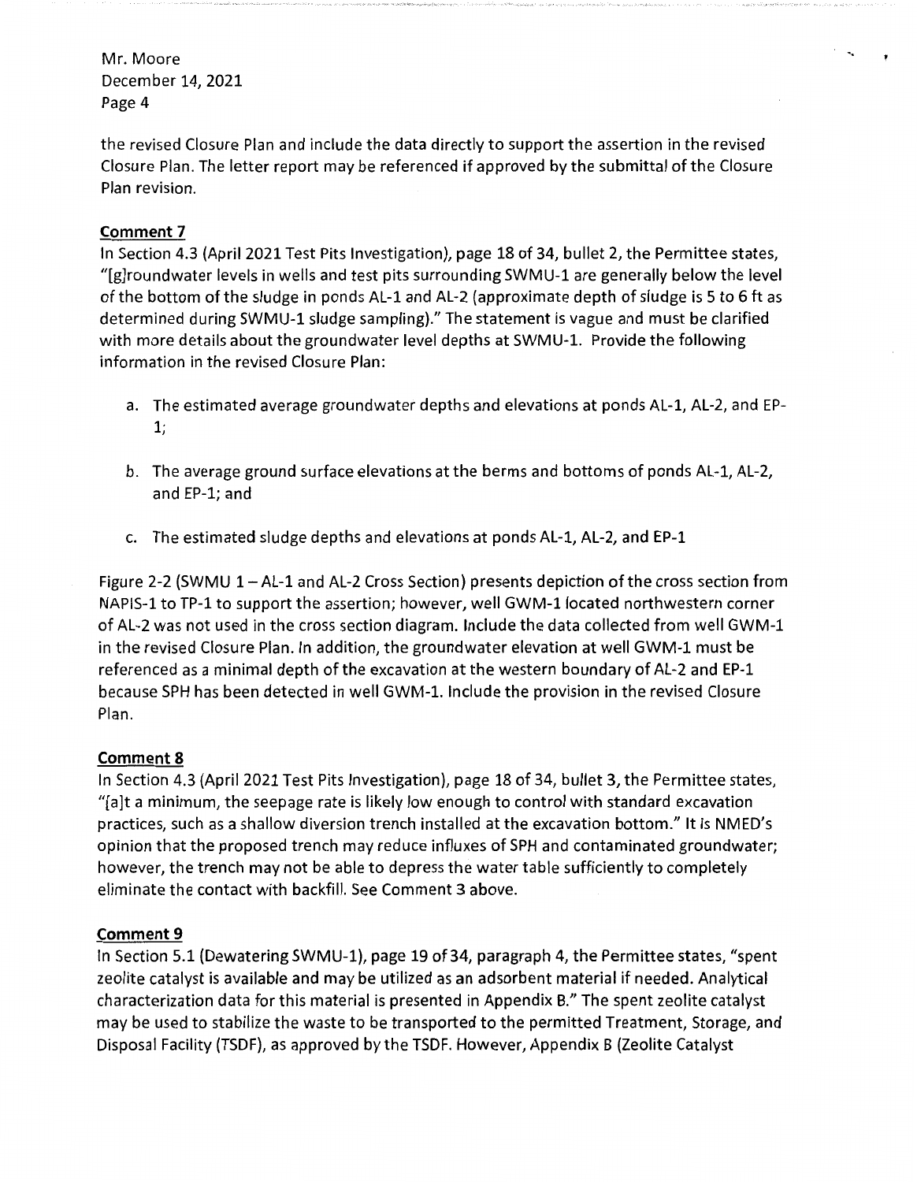the revised Closure Plan and include the data directly to support the assertion in the revised Closure Plan. The letter report may be referenced if approved by the submittal of the Closure Plan revision.

**Comment 7**

In Section 4.3 (April 2021 Test Pits Investigation), page 18 of 34, bullet 2, the Permittee states, "[g]roundwater levels in wells and test pits surrounding SWMU-1 are generally below the level of the bottom of the sludge in ponds AL-1 and AL-2 (approximate depth of sludge is 5 to 6 ft as determined during SWMU-1 sludge sampling)." The statement is vague and must be clarified with more details about the groundwater level depths at SWMU-1. Provide the following information in the revised Closure Plan:

a. The estimated average groundwater depths and elevations at ponds AL-1, AL-2, and EP-1;

b. The average ground surface elevations at the berms and bottoms of ponds AL-1, AL-2, and EP-1; and

c. The estimated sludge depths and elevations at ponds AL-1, AL-2, and EP-1

Figure 2-2 (SWMU 1 – AL-1 and AL-2 Cross Section) presents depiction of the cross section from NAPIS-1 to TP-1 to support the assertion; however, well GWM-1 located northwestern corner of AL-2 was not used in the cross section diagram. Include the data collected from well GWM-1 in the revised Closure Plan. In addition, the groundwater elevation at well GWM-1 must be referenced as a minimal depth of the excavation at the western boundary of AL-2 and EP-1 because SPH has been detected in well GWM-1. Include the provision in the revised Closure Plan.

**Comment 8**

In Section 4.3 (April 2021 Test Pits Investigation), page 18 of 34, bullet 3, the Permittee states, "[a]t a minimum, the seepage rate is likely low enough to control with standard excavation practices, such as a shallow diversion trench installed at the excavation bottom." It is NMED's opinion that the proposed trench may reduce influxes of SPH and contaminated groundwater; however, the trench may not be able to depress the water table sufficiently to completely eliminate the contact with backfill. See Comment 3 above.

**Comment 9**

In Section 5.1 (Dewatering SWMU-1), page 19 of 34, paragraph 4, the Permittee states, "spent zeolite catalyst is available and may be utilized as an adsorbent material if needed. Analytical characterization data for this material is presented in Appendix B." The spent zeolite catalyst may be used to stabilize the waste to be transported to the permitted Treatment, Storage, and Disposal Facility (TSDF), as approved by the TSDF. However, Appendix B (Zeolite Catalyst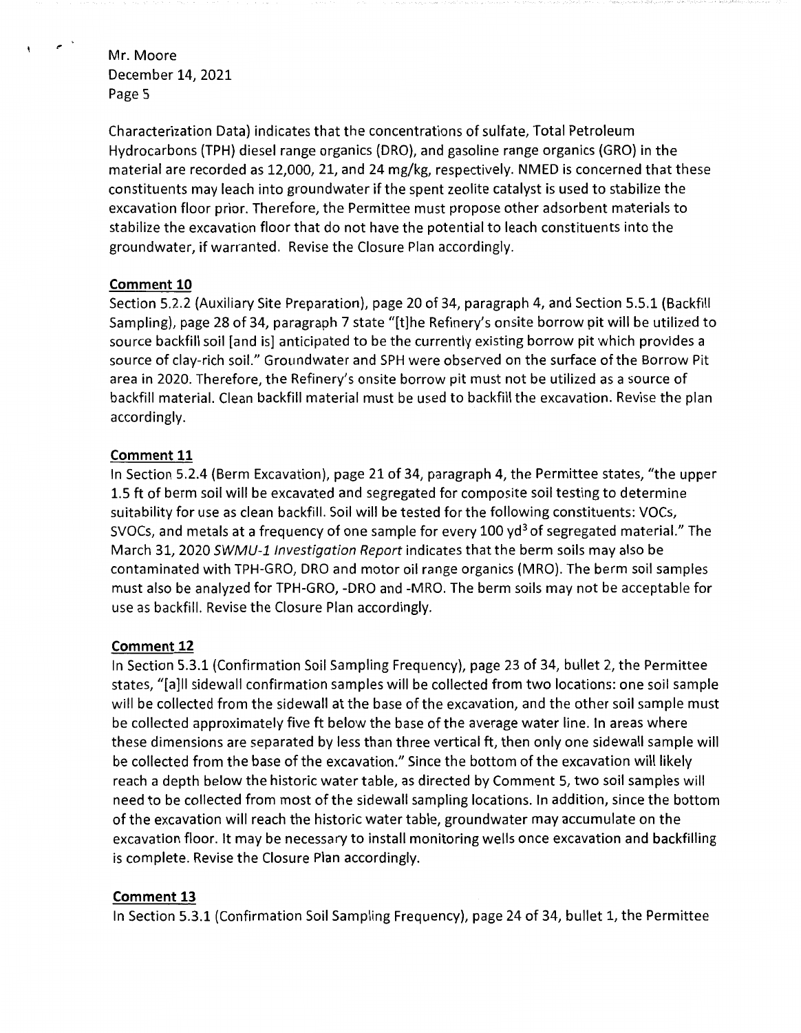Characterization Data) indicates that the concentrations of sulfate, Total Petroleum Hydrocarbons (TPH) diesel range organics (DRO), and gasoline range organics (GRO) in the material are recorded as 12,000, 21, and 24 mg/kg, respectively. NMED is concerned that these constituents may leach into groundwater if the spent zeolite catalyst is used to stabilize the excavation floor prior. Therefore, the Permittee must propose other adsorbent materials to stabilize the excavation floor that do not have the potential to leach constituents into the groundwater, if warranted. Revise the Closure Plan accordingly.

**Comment 10**

Section 5.2.2 (Auxiliary Site Preparation), page 20 of 34, paragraph 4, and Section 5.5.1 (Backfill Sampling), page 28 of 34, paragraph 7 state "[t]he Refinery's onsite borrow pit will be utilized to source backfill soil [and is] anticipated to be the currently existing borrow pit which provides a source of clay-rich soil." Groundwater and SPH were observed on the surface of the Borrow Pit area in 2020. Therefore, the Refinery's onsite borrow pit must not be utilized as a source of backfill material. Clean backfill material must be used to backfill the excavation. Revise the plan accordingly.

**Comment 11**

In Section 5.2.4 (Berm Excavation), page 21 of 34, paragraph 4, the Permittee states, "the upper 1.5 ft of berm soil will be excavated and segregated for composite soil testing to determine suitability for use as clean backfill. Soil will be tested for the following constituents: VOCs, SVOCs, and metals at a frequency of one sample for every 100 yd$^3$ of segregated material." The March 31, 2020 *SWMU-1 Investigation Report* indicates that the berm soils may also be contaminated with TPH-GRO, DRO and motor oil range organics (MRO). The berm soil samples must also be analyzed for TPH-GRO, -DRO and -MRO. The berm soils may not be acceptable for use as backfill. Revise the Closure Plan accordingly.

**Comment 12**

In Section 5.3.1 (Confirmation Soil Sampling Frequency), page 23 of 34, bullet 2, the Permittee states, "[a]ll sidewall confirmation samples will be collected from two locations: one soil sample will be collected from the sidewall at the base of the excavation, and the other soil sample must be collected approximately five ft below the base of the average water line. In areas where these dimensions are separated by less than three vertical ft, then only one sidewall sample will be collected from the base of the excavation." Since the bottom of the excavation will likely reach a depth below the historic water table, as directed by Comment 5, two soil samples will need to be collected from most of the sidewall sampling locations. In addition, since the bottom of the excavation will reach the historic water table, groundwater may accumulate on the excavation floor. It may be necessary to install monitoring wells once excavation and backfilling is complete. Revise the Closure Plan accordingly.

**Comment 13**

In Section 5.3.1 (Confirmation Soil Sampling Frequency), page 24 of 34, bullet 1, the Permittee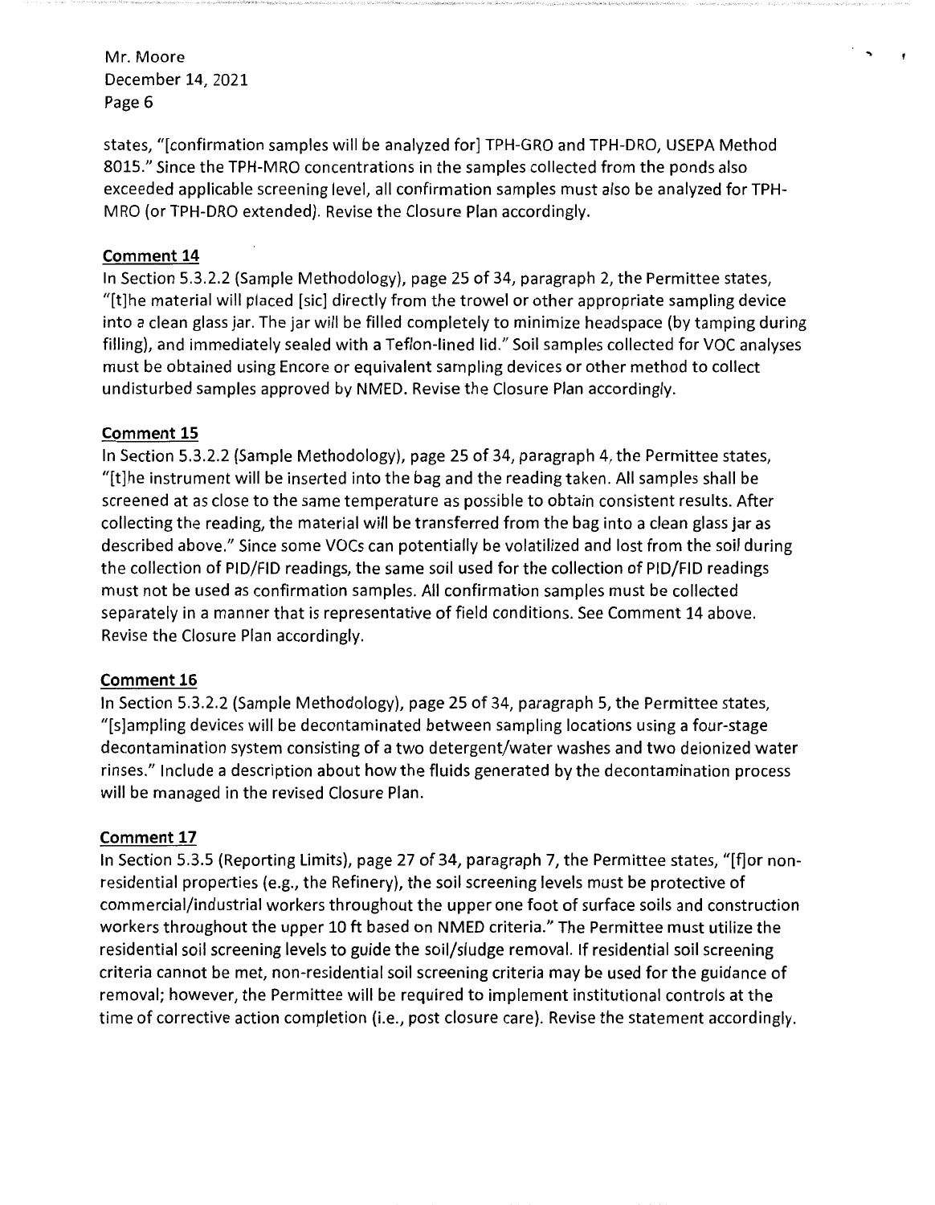states, "[confirmation samples will be analyzed for] TPH-GRO and TPH-DRO, USEPA Method 8015." Since the TPH-MRO concentrations in the samples collected from the ponds also exceeded applicable screening level, all confirmation samples must also be analyzed for TPH-MRO (or TPH-DRO extended). Revise the Closure Plan accordingly.

**Comment 14**

In Section 5.3.2.2 (Sample Methodology), page 25 of 34, paragraph 2, the Permittee states, "[t]he material will placed [sic] directly from the trowel or other appropriate sampling device into a clean glass jar. The jar will be filled completely to minimize headspace (by tamping during filling), and immediately sealed with a Teflon-lined lid." Soil samples collected for VOC analyses must be obtained using Encore or equivalent sampling devices or other method to collect undisturbed samples approved by NMED. Revise the Closure Plan accordingly.

**Comment 15**

In Section 5.3.2.2 (Sample Methodology), page 25 of 34, paragraph 4, the Permittee states, "[t]he instrument will be inserted into the bag and the reading taken. All samples shall be screened at as close to the same temperature as possible to obtain consistent results. After collecting the reading, the material will be transferred from the bag into a clean glass jar as described above." Since some VOCs can potentially be volatilized and lost from the soil during the collection of PID/FID readings, the same soil used for the collection of PID/FID readings must not be used as confirmation samples. All confirmation samples must be collected separately in a manner that is representative of field conditions. See Comment 14 above. Revise the Closure Plan accordingly.

**Comment 16**

In Section 5.3.2.2 (Sample Methodology), page 25 of 34, paragraph 5, the Permittee states, "[s]ampling devices will be decontaminated between sampling locations using a four-stage decontamination system consisting of a two detergent/water washes and two deionized water rinses." Include a description about how the fluids generated by the decontamination process will be managed in the revised Closure Plan.

**Comment 17**

In Section 5.3.5 (Reporting Limits), page 27 of 34, paragraph 7, the Permittee states, "[f]or non-residential properties (e.g., the Refinery), the soil screening levels must be protective of commercial/industrial workers throughout the upper one foot of surface soils and construction workers throughout the upper 10 ft based on NMED criteria." The Permittee must utilize the residential soil screening levels to guide the soil/sludge removal. If residential soil screening criteria cannot be met, non-residential soil screening criteria may be used for the guidance of removal; however, the Permittee will be required to implement institutional controls at the time of corrective action completion (i.e., post closure care). Revise the statement accordingly.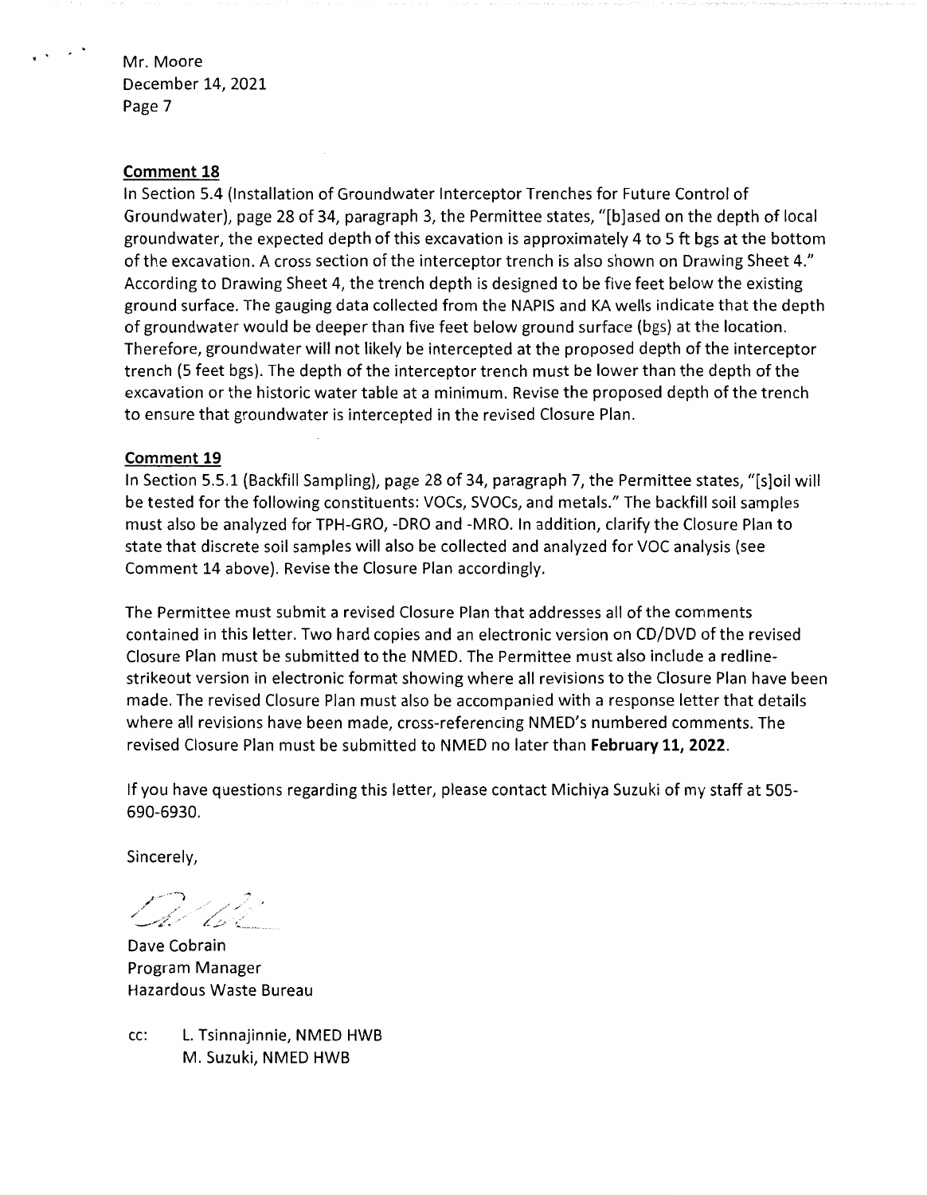Mr. Moore
December 14, 2021

**Comment 18**

In Section 5.4 (Installation of Groundwater Interceptor Trenches for Future Control of Groundwater), page 28 of 34, paragraph 3, the Permittee states, "[b]ased on the depth of local groundwater, the expected depth of this excavation is approximately 4 to 5 ft bgs at the bottom of the excavation. A cross section of the interceptor trench is also shown on Drawing Sheet 4." According to Drawing Sheet 4, the trench depth is designed to be five feet below the existing ground surface. The gauging data collected from the NAPIS and KA wells indicate that the depth of groundwater would be deeper than five feet below ground surface (bgs) at the location. Therefore, groundwater will not likely be intercepted at the proposed depth of the interceptor trench (5 feet bgs). The depth of the interceptor trench must be lower than the depth of the excavation or the historic water table at a minimum. Revise the proposed depth of the trench to ensure that groundwater is intercepted in the revised Closure Plan.

**Comment 19**

In Section 5.5.1 (Backfill Sampling), page 28 of 34, paragraph 7, the Permittee states, "[s]oil will be tested for the following constituents: VOCs, SVOCs, and metals." The backfill soil samples must also be analyzed for TPH-GRO, -DRO and -MRO. In addition, clarify the Closure Plan to state that discrete soil samples will also be collected and analyzed for VOC analysis (see Comment 14 above). Revise the Closure Plan accordingly.

The Permittee must submit a revised Closure Plan that addresses all of the comments contained in this letter. Two hard copies and an electronic version on CD/DVD of the revised Closure Plan must be submitted to the NMED. The Permittee must also include a redline-strikeout version in electronic format showing where all revisions to the Closure Plan have been made. The revised Closure Plan must also be accompanied with a response letter that details where all revisions have been made, cross-referencing NMED's numbered comments. The revised Closure Plan must be submitted to NMED no later than **February 11, 2022**.

If you have questions regarding this letter, please contact Michiya Suzuki of my staff at 505-690-6930.

Sincerely,

Dave Cobrain
Program Manager
Hazardous Waste Bureau

cc: L. Tsinnajinnie, NMED HWB
M. Suzuki, NMED HWB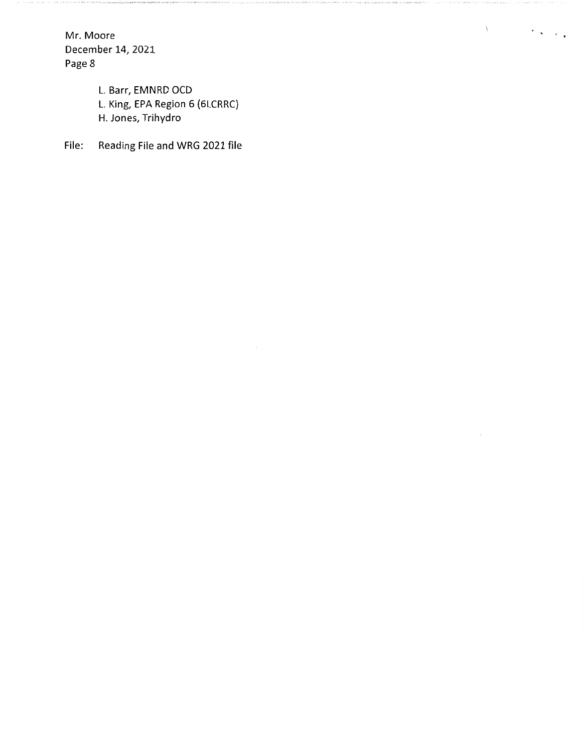L. Barr, EMNRD OCD
L. King, EPA Region 6 (6LCRRC)
H. Jones, Trihydro

File: Reading File and WRG 2021 file